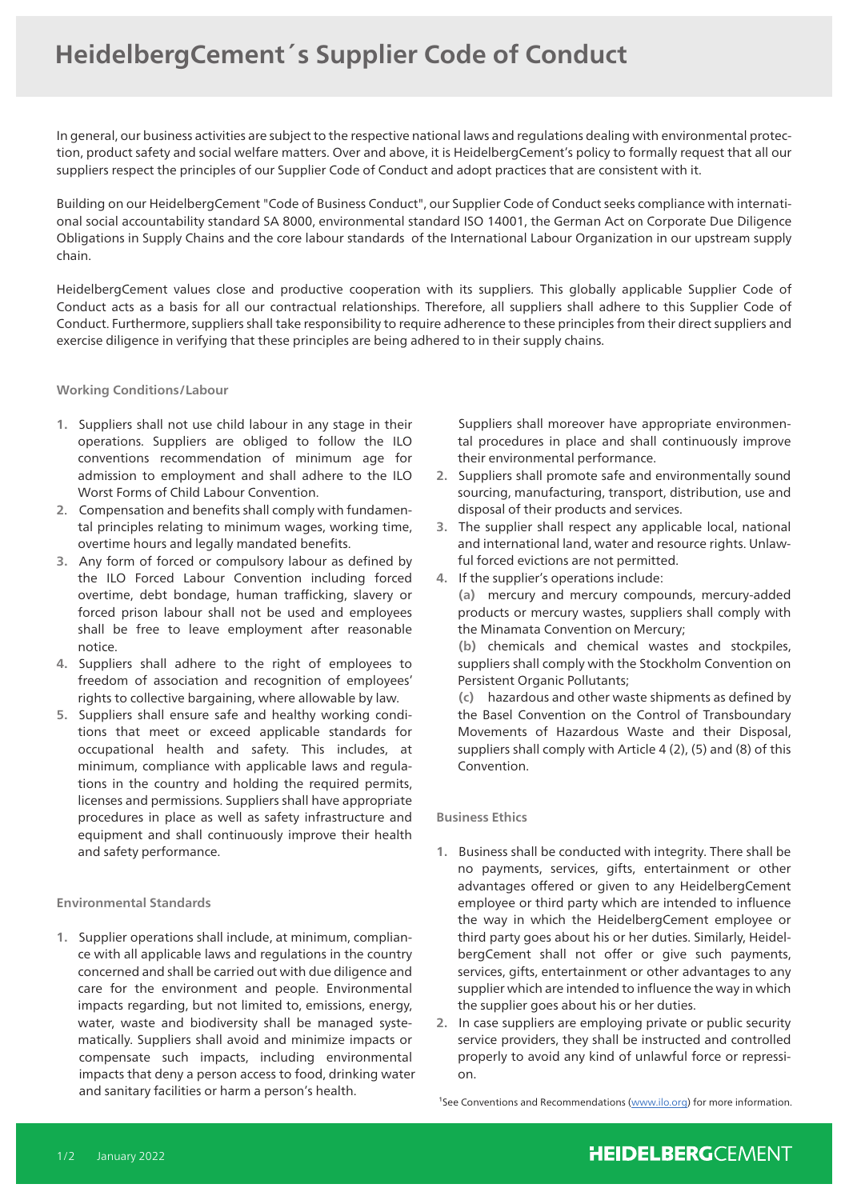# HeidelbergCement´s Supplier Code of Conduct

In general, our business activities are subject to the respective national laws and regulations dealing with environmental protection, product safety and social welfare matters. Over and above, it is HeidelbergCement's policy to formally request that all our suppliers respect the principles of our Supplier Code of Conduct and adopt practices that are consistent with it.

Building on our HeidelbergCement "Code of Business Conduct", our Supplier Code of Conduct seeks compliance with international social accountability standard SA 8000, environmental standard ISO 14001, the German Act on Corporate Due Diligence Obligations in Supply Chains and the core labour standards of the International Labour Organization in our upstream supply chain.

HeidelbergCement values close and productive cooperation with its suppliers. This globally applicable Supplier Code of Conduct acts as a basis for all our contractual relationships. Therefore, all suppliers shall adhere to this Supplier Code of Conduct. Furthermore, suppliers shall take responsibility to require adherence to these principles from their direct suppliers and exercise diligence in verifying that these principles are being adhered to in their supply chains.

## Working Conditions/Labour

1. Suppliers shall not use child labour in any stage in their operations. Suppliers are obliged to follow the ILO conventions recommendation of minimum age for admission to employment and shall adhere to the ILO Worst Forms of Child Labour Convention.
2. Compensation and benefits shall comply with fundamental principles relating to minimum wages, working time, overtime hours and legally mandated benefits.
3. Any form of forced or compulsory labour as defined by the ILO Forced Labour Convention including forced overtime, debt bondage, human trafficking, slavery or forced prison labour shall not be used and employees shall be free to leave employment after reasonable notice.
4. Suppliers shall adhere to the right of employees to freedom of association and recognition of employees' rights to collective bargaining, where allowable by law.
5. Suppliers shall ensure safe and healthy working conditions that meet or exceed applicable standards for occupational health and safety. This includes, at minimum, compliance with applicable laws and regulations in the country and holding the required permits, licenses and permissions. Suppliers shall have appropriate procedures in place as well as safety infrastructure and equipment and shall continuously improve their health and safety performance.

## Environmental Standards

1. Supplier operations shall include, at minimum, compliance with all applicable laws and regulations in the country concerned and shall be carried out with due diligence and care for the environment and people. Environmental impacts regarding, but not limited to, emissions, energy, water, waste and biodiversity shall be managed systematically. Suppliers shall avoid and minimize impacts or compensate such impacts, including environmental impacts that deny a person access to food, drinking water and sanitary facilities or harm a person's health.

   Suppliers shall moreover have appropriate environmental procedures in place and shall continuously improve their environmental performance.
2. Suppliers shall promote safe and environmentally sound sourcing, manufacturing, transport, distribution, use and disposal of their products and services.
3. The supplier shall respect any applicable local, national and international land, water and resource rights. Unlawful forced evictions are not permitted.
4. If the supplier's operations include:

   **(a)** mercury and mercury compounds, mercury-added products or mercury wastes, suppliers shall comply with the Minamata Convention on Mercury;

   **(b)** chemicals and chemical wastes and stockpiles, suppliers shall comply with the Stockholm Convention on Persistent Organic Pollutants;

   **(c)** hazardous and other waste shipments as defined by the Basel Convention on the Control of Transboundary Movements of Hazardous Waste and their Disposal, suppliers shall comply with Article 4 (2), (5) and (8) of this Convention.

## Business Ethics

1. Business shall be conducted with integrity. There shall be no payments, services, gifts, entertainment or other advantages offered or given to any HeidelbergCement employee or third party which are intended to influence the way in which the HeidelbergCement employee or third party goes about his or her duties. Similarly, HeidelbergCement shall not offer or give such payments, services, gifts, entertainment or other advantages to any supplier which are intended to influence the way in which the supplier goes about his or her duties.
2. In case suppliers are employing private or public security service providers, they shall be instructed and controlled properly to avoid any kind of unlawful force or repression.

[1]See Conventions and Recommendations (www.ilo.org) for more information.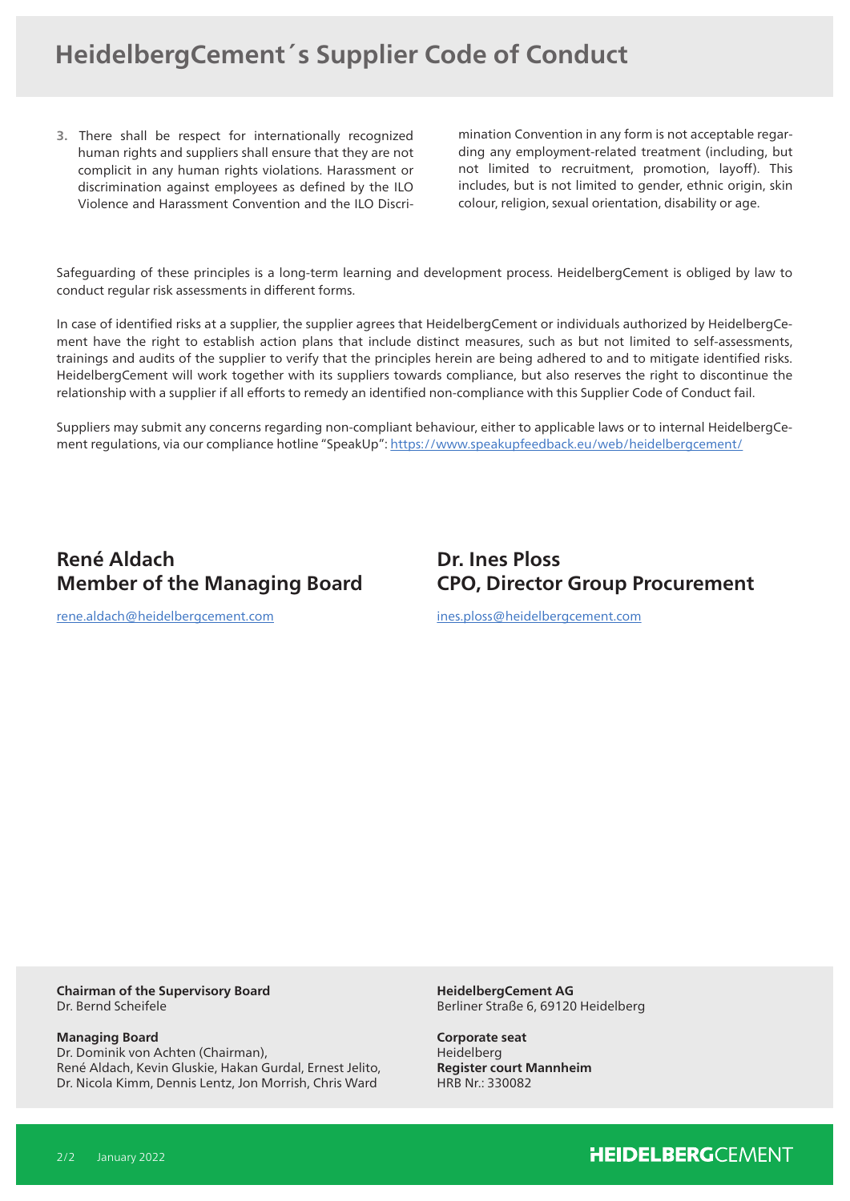3. There shall be respect for internationally recognized human rights and suppliers shall ensure that they are not complicit in any human rights violations. Harassment or discrimination against employees as defined by the ILO Violence and Harassment Convention and the ILO Discrimination Convention in any form is not acceptable regarding any employment-related treatment (including, but not limited to recruitment, promotion, layoff). This includes, but is not limited to gender, ethnic origin, skin colour, religion, sexual orientation, disability or age.

Safeguarding of these principles is a long-term learning and development process. HeidelbergCement is obliged by law to conduct regular risk assessments in different forms.

In case of identified risks at a supplier, the supplier agrees that HeidelbergCement or individuals authorized by HeidelbergCement have the right to establish action plans that include distinct measures, such as but not limited to self-assessments, trainings and audits of the supplier to verify that the principles herein are being adhered to and to mitigate identified risks. HeidelbergCement will work together with its suppliers towards compliance, but also reserves the right to discontinue the relationship with a supplier if all efforts to remedy an identified non-compliance with this Supplier Code of Conduct fail.

Suppliers may submit any concerns regarding non-compliant behaviour, either to applicable laws or to internal HeidelbergCement regulations, via our compliance hotline "SpeakUp": https://www.speakupfeedback.eu/web/heidelbergcement/

**René Aldach**
**Member of the Managing Board**

rene.aldach@heidelbergcement.com

**Dr. Ines Ploss**
**CPO, Director Group Procurement**

ines.ploss@heidelbergcement.com

**Chairman of the Supervisory Board**
Dr. Bernd Scheifele

**Managing Board**
Dr. Dominik von Achten (Chairman),
René Aldach, Kevin Gluskie, Hakan Gurdal, Ernest Jelito,
Dr. Nicola Kimm, Dennis Lentz, Jon Morrish, Chris Ward

**HeidelbergCement AG**
Berliner Straße 6, 69120 Heidelberg

**Corporate seat**
Heidelberg
**Register court Mannheim**
HRB Nr.: 330082